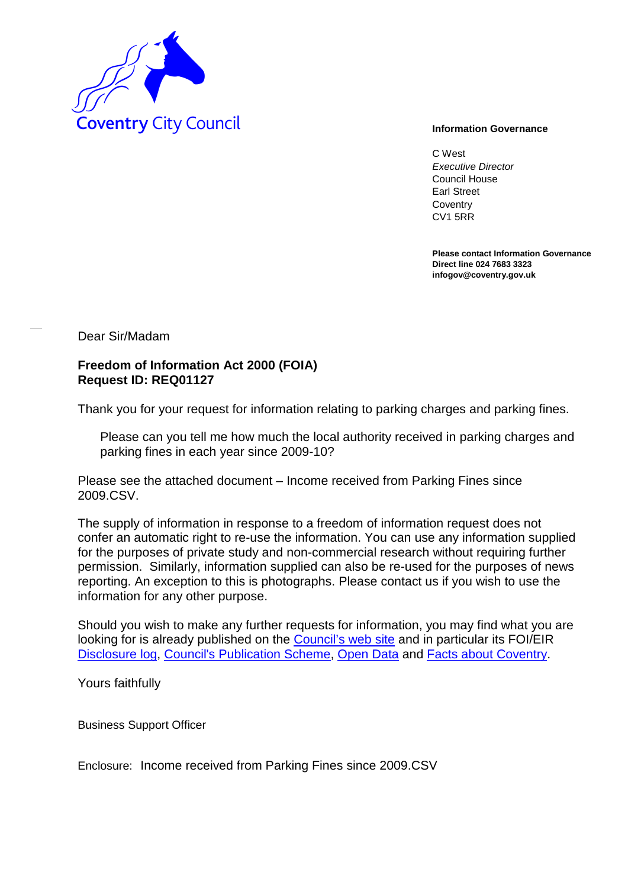Coventry City Council

**Information Governance**

C West
*Executive Director*
Council House
Earl Street
Coventry
CV1 5RR

**Please contact Information Governance**
**Direct line 024 7683 3323**
**infogov@coventry.gov.uk**

Dear Sir/Madam

**Freedom of Information Act 2000 (FOIA)**
**Request ID: REQ01127**

Thank you for your request for information relating to parking charges and parking fines.

> Please can you tell me how much the local authority received in parking charges and parking fines in each year since 2009-10?

Please see the attached document – Income received from Parking Fines since 2009.CSV.

The supply of information in response to a freedom of information request does not confer an automatic right to re-use the information. You can use any information supplied for the purposes of private study and non-commercial research without requiring further permission. Similarly, information supplied can also be re-used for the purposes of news reporting. An exception to this is photographs. Please contact us if you wish to use the information for any other purpose.

Should you wish to make any further requests for information, you may find what you are looking for is already published on the Council's web site and in particular its FOI/EIR Disclosure log, Council's Publication Scheme, Open Data and Facts about Coventry.

Yours faithfully

Business Support Officer

Enclosure: Income received from Parking Fines since 2009.CSV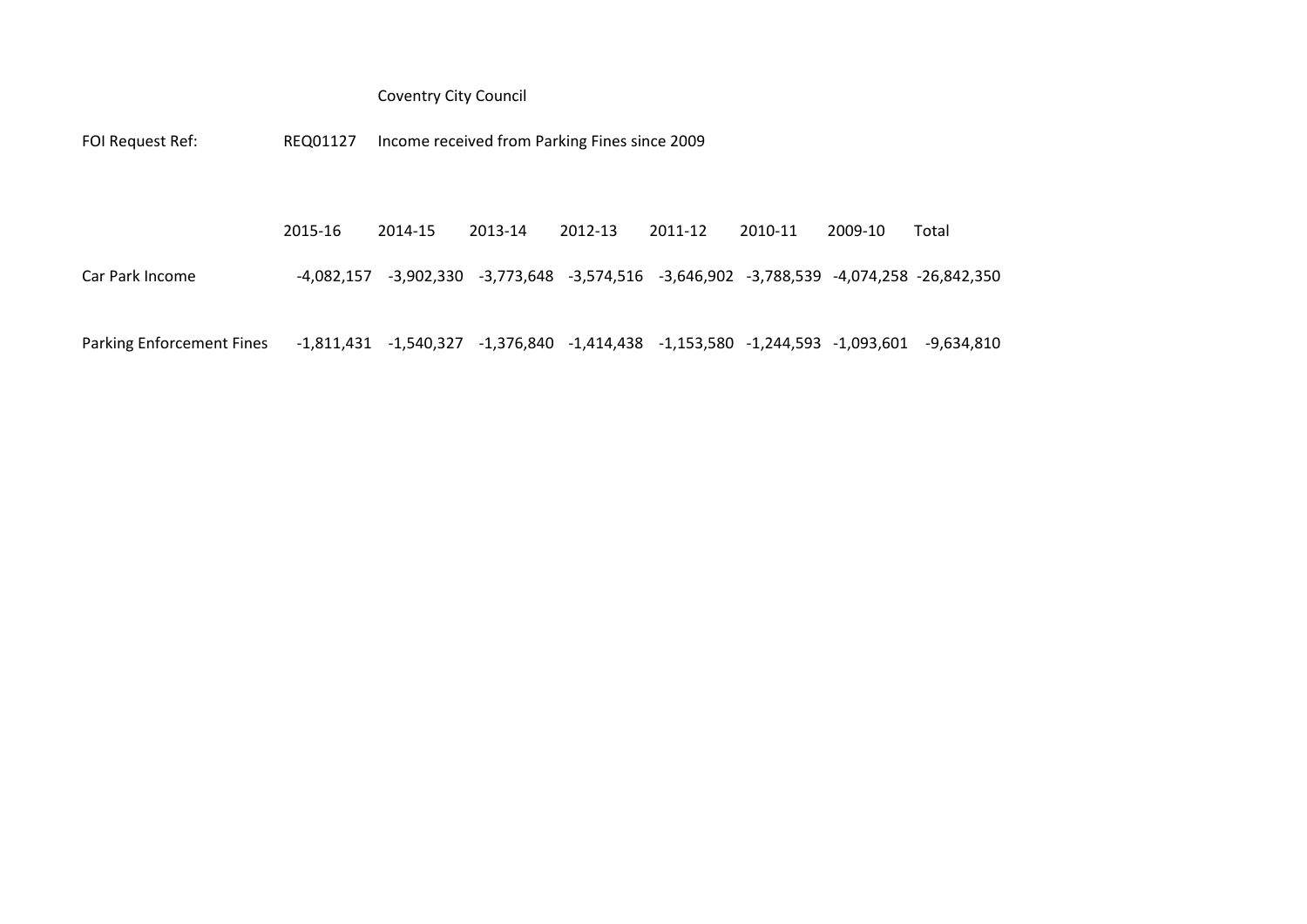Coventry City Council

FOI Request Ref: REQ01127 Income received from Parking Fines since 2009

| | 2015-16 | 2014-15 | 2013-14 | 2012-13 | 2011-12 | 2010-11 | 2009-10 | Total |
|---|---|---|---|---|---|---|---|---|
| Car Park Income | -4,082,157 | -3,902,330 | -3,773,648 | -3,574,516 | -3,646,902 | -3,788,539 | -4,074,258 | -26,842,350 |
| Parking Enforcement Fines | -1,811,431 | -1,540,327 | -1,376,840 | -1,414,438 | -1,153,580 | -1,244,593 | -1,093,601 | -9,634,810 |